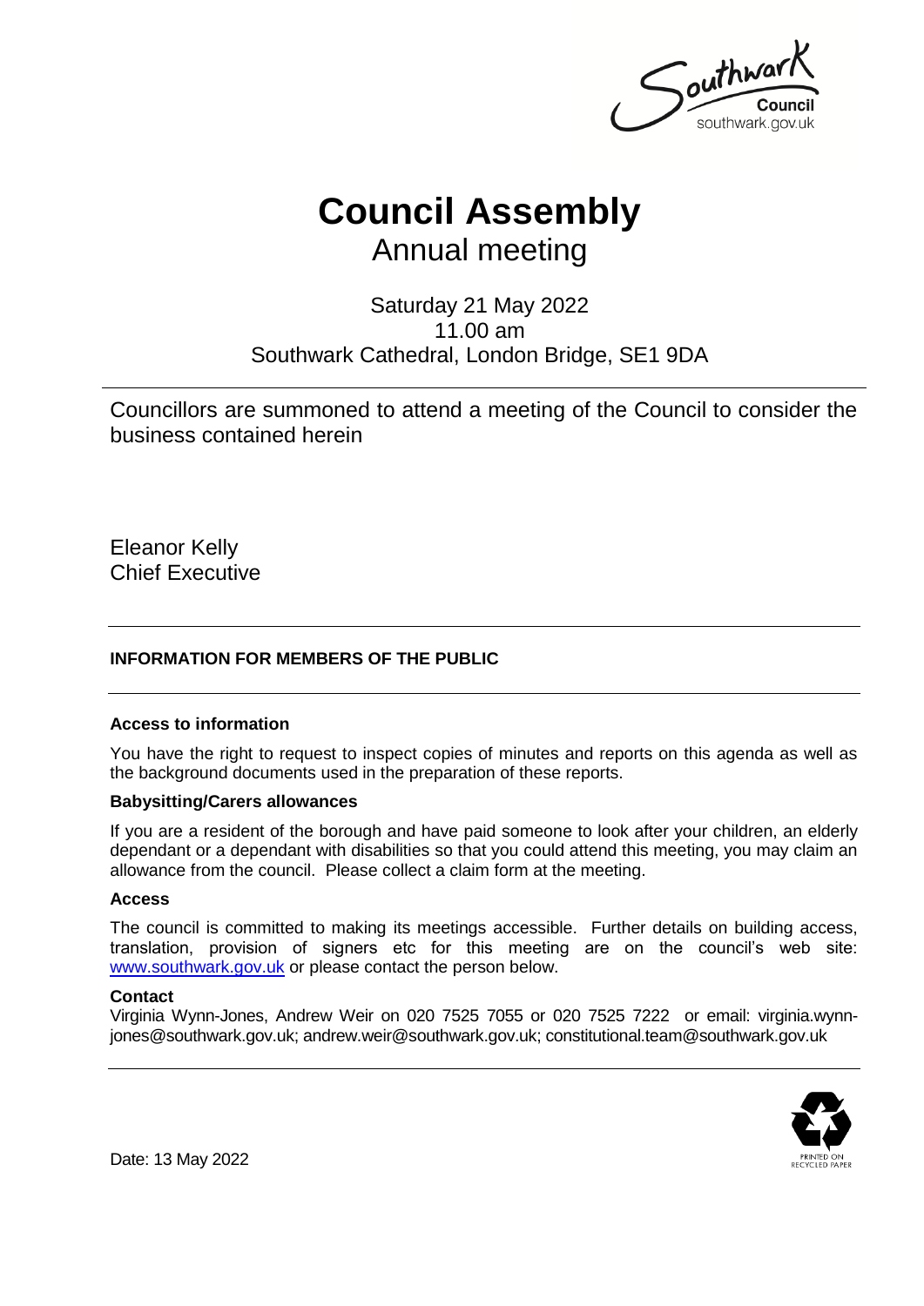# Council Assembly

## Annual meeting

Saturday 21 May 2022
11.00 am
Southwark Cathedral, London Bridge, SE1 9DA

Councillors are summoned to attend a meeting of the Council to consider the business contained herein

Eleanor Kelly
Chief Executive

**INFORMATION FOR MEMBERS OF THE PUBLIC**

**Access to information**

You have the right to request to inspect copies of minutes and reports on this agenda as well as the background documents used in the preparation of these reports.

**Babysitting/Carers allowances**

If you are a resident of the borough and have paid someone to look after your children, an elderly dependant or a dependant with disabilities so that you could attend this meeting, you may claim an allowance from the council. Please collect a claim form at the meeting.

**Access**

The council is committed to making its meetings accessible. Further details on building access, translation, provision of signers etc for this meeting are on the council's web site: [www.southwark.gov.uk](http://www.southwark.gov.uk) or please contact the person below.

**Contact**

Virginia Wynn-Jones, Andrew Weir on 020 7525 7055 or 020 7525 7222 or email: virginia.wynn-jones@southwark.gov.uk; andrew.weir@southwark.gov.uk; constitutional.team@southwark.gov.uk

Date: 13 May 2022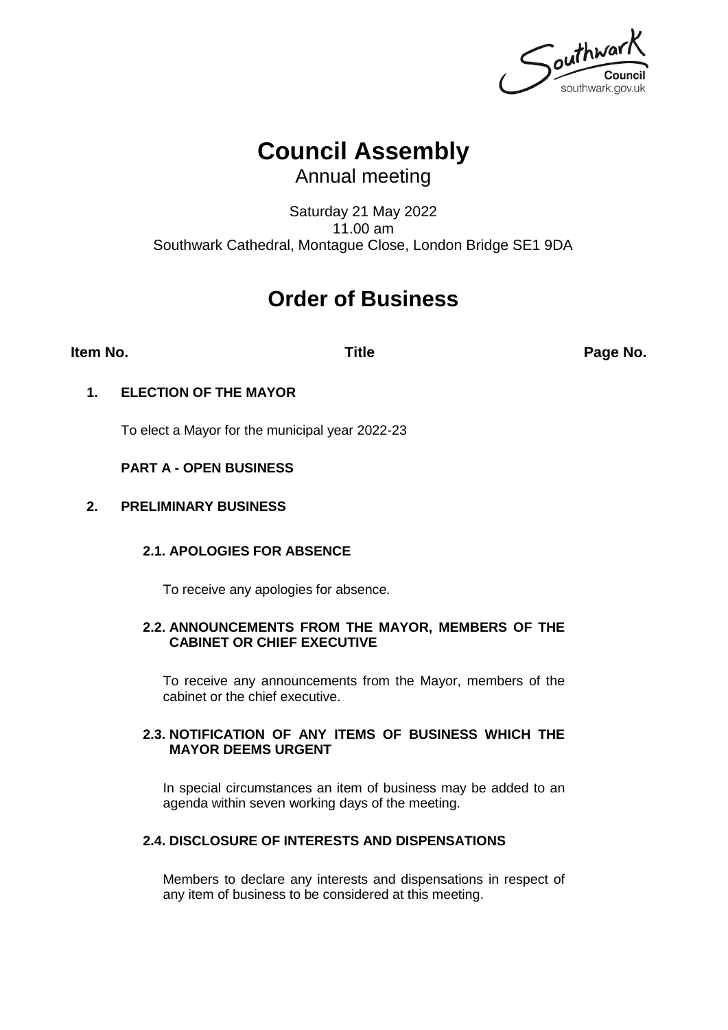Southwark Council
southwark.gov.uk

# Council Assembly

Annual meeting

Saturday 21 May 2022
11.00 am
Southwark Cathedral, Montague Close, London Bridge SE1 9DA

# Order of Business

| Item No. | Title | Page No. |
|---|---|---|

**1. ELECTION OF THE MAYOR**

To elect a Mayor for the municipal year 2022-23

**PART A - OPEN BUSINESS**

**2. PRELIMINARY BUSINESS**

**2.1. APOLOGIES FOR ABSENCE**

To receive any apologies for absence.

**2.2. ANNOUNCEMENTS FROM THE MAYOR, MEMBERS OF THE CABINET OR CHIEF EXECUTIVE**

To receive any announcements from the Mayor, members of the cabinet or the chief executive.

**2.3. NOTIFICATION OF ANY ITEMS OF BUSINESS WHICH THE MAYOR DEEMS URGENT**

In special circumstances an item of business may be added to an agenda within seven working days of the meeting.

**2.4. DISCLOSURE OF INTERESTS AND DISPENSATIONS**

Members to declare any interests and dispensations in respect of any item of business to be considered at this meeting.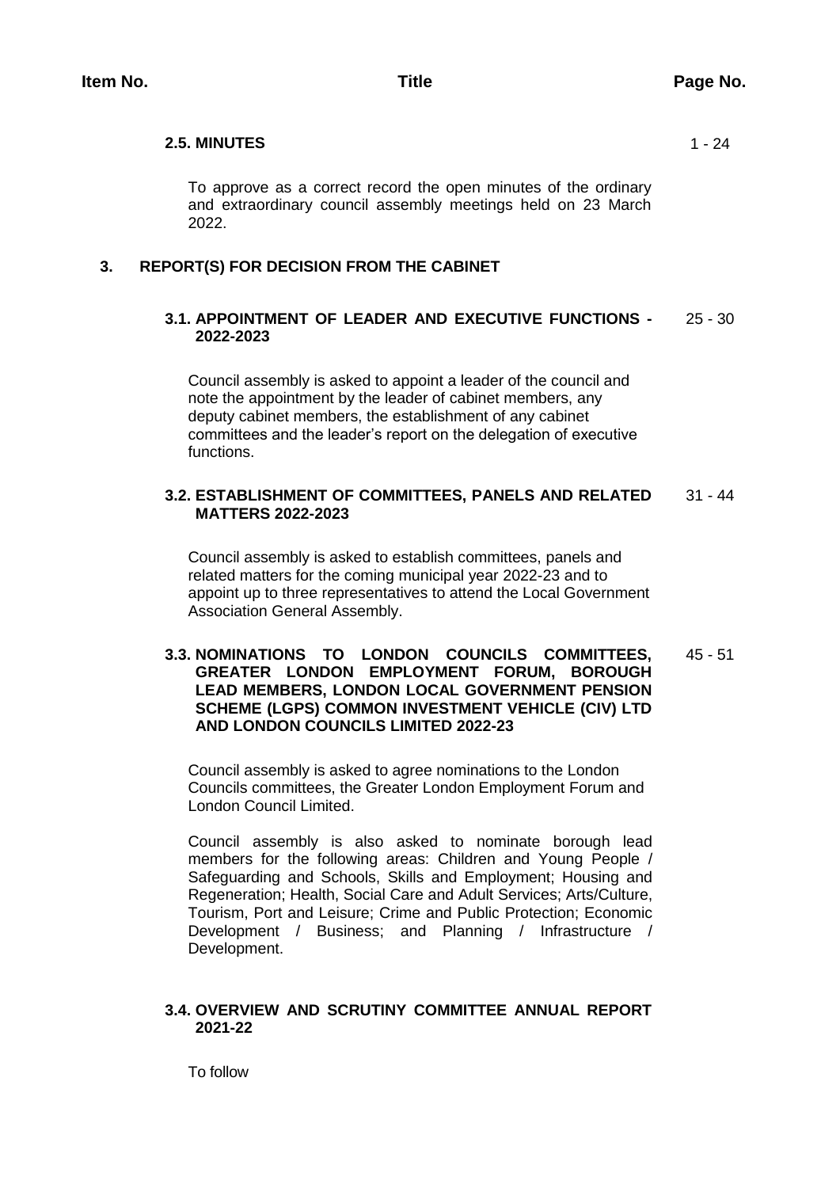| Item No. | Title | Page No. |
|---|---|---|
| | **2.5. MINUTES** | 1 - 24 |
| | To approve as a correct record the open minutes of the ordinary and extraordinary council assembly meetings held on 23 March 2022. | |
| **3.** | **REPORT(S) FOR DECISION FROM THE CABINET** | |
| | **3.1. APPOINTMENT OF LEADER AND EXECUTIVE FUNCTIONS - 2022-2023** | 25 - 30 |
| | Council assembly is asked to appoint a leader of the council and note the appointment by the leader of cabinet members, any deputy cabinet members, the establishment of any cabinet committees and the leader's report on the delegation of executive functions. | |
| | **3.2. ESTABLISHMENT OF COMMITTEES, PANELS AND RELATED MATTERS 2022-2023** | 31 - 44 |
| | Council assembly is asked to establish committees, panels and related matters for the coming municipal year 2022-23 and to appoint up to three representatives to attend the Local Government Association General Assembly. | |
| | **3.3. NOMINATIONS TO LONDON COUNCILS COMMITTEES, GREATER LONDON EMPLOYMENT FORUM, BOROUGH LEAD MEMBERS, LONDON LOCAL GOVERNMENT PENSION SCHEME (LGPS) COMMON INVESTMENT VEHICLE (CIV) LTD AND LONDON COUNCILS LIMITED 2022-23** | 45 - 51 |
| | Council assembly is asked to agree nominations to the London Councils committees, the Greater London Employment Forum and London Council Limited. | |
| | Council assembly is also asked to nominate borough lead members for the following areas: Children and Young People / Safeguarding and Schools, Skills and Employment; Housing and Regeneration; Health, Social Care and Adult Services; Arts/Culture, Tourism, Port and Leisure; Crime and Public Protection; Economic Development / Business; and Planning / Infrastructure / Development. | |
| | **3.4. OVERVIEW AND SCRUTINY COMMITTEE ANNUAL REPORT 2021-22** | |
| | To follow | |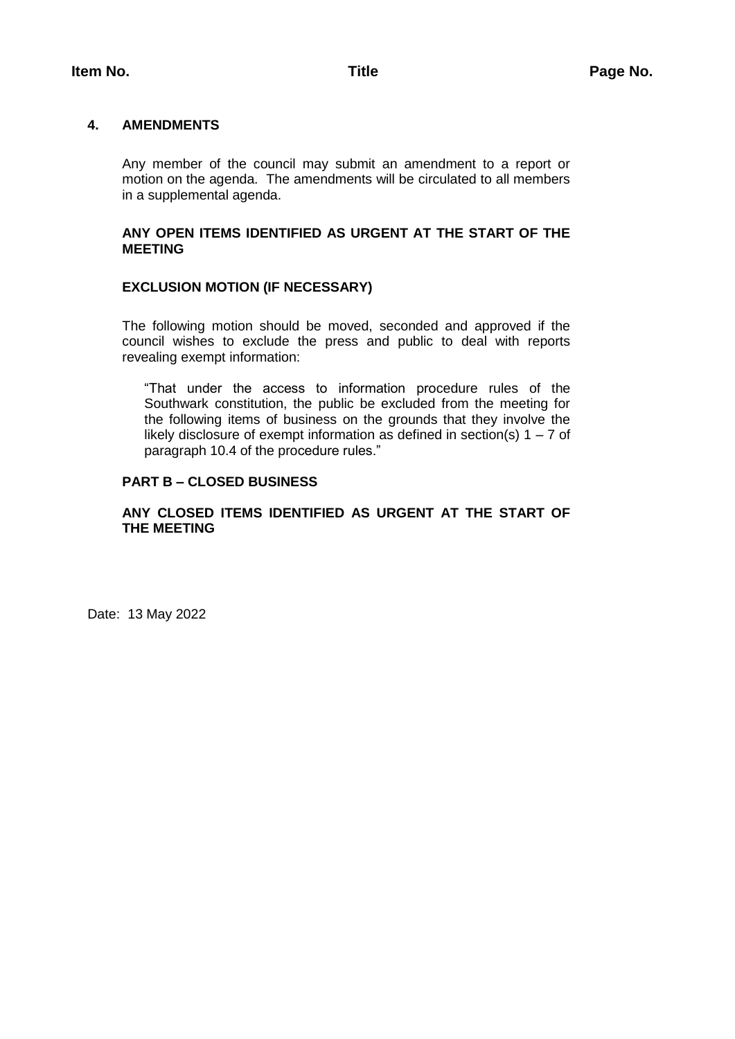| Item No. | Title | Page No. |
|---|---|---|

**4. AMENDMENTS**

Any member of the council may submit an amendment to a report or motion on the agenda. The amendments will be circulated to all members in a supplemental agenda.

**ANY OPEN ITEMS IDENTIFIED AS URGENT AT THE START OF THE MEETING**

**EXCLUSION MOTION (IF NECESSARY)**

The following motion should be moved, seconded and approved if the council wishes to exclude the press and public to deal with reports revealing exempt information:

> "That under the access to information procedure rules of the Southwark constitution, the public be excluded from the meeting for the following items of business on the grounds that they involve the likely disclosure of exempt information as defined in section(s) 1 – 7 of paragraph 10.4 of the procedure rules."

**PART B – CLOSED BUSINESS**

**ANY CLOSED ITEMS IDENTIFIED AS URGENT AT THE START OF THE MEETING**

Date: 13 May 2022